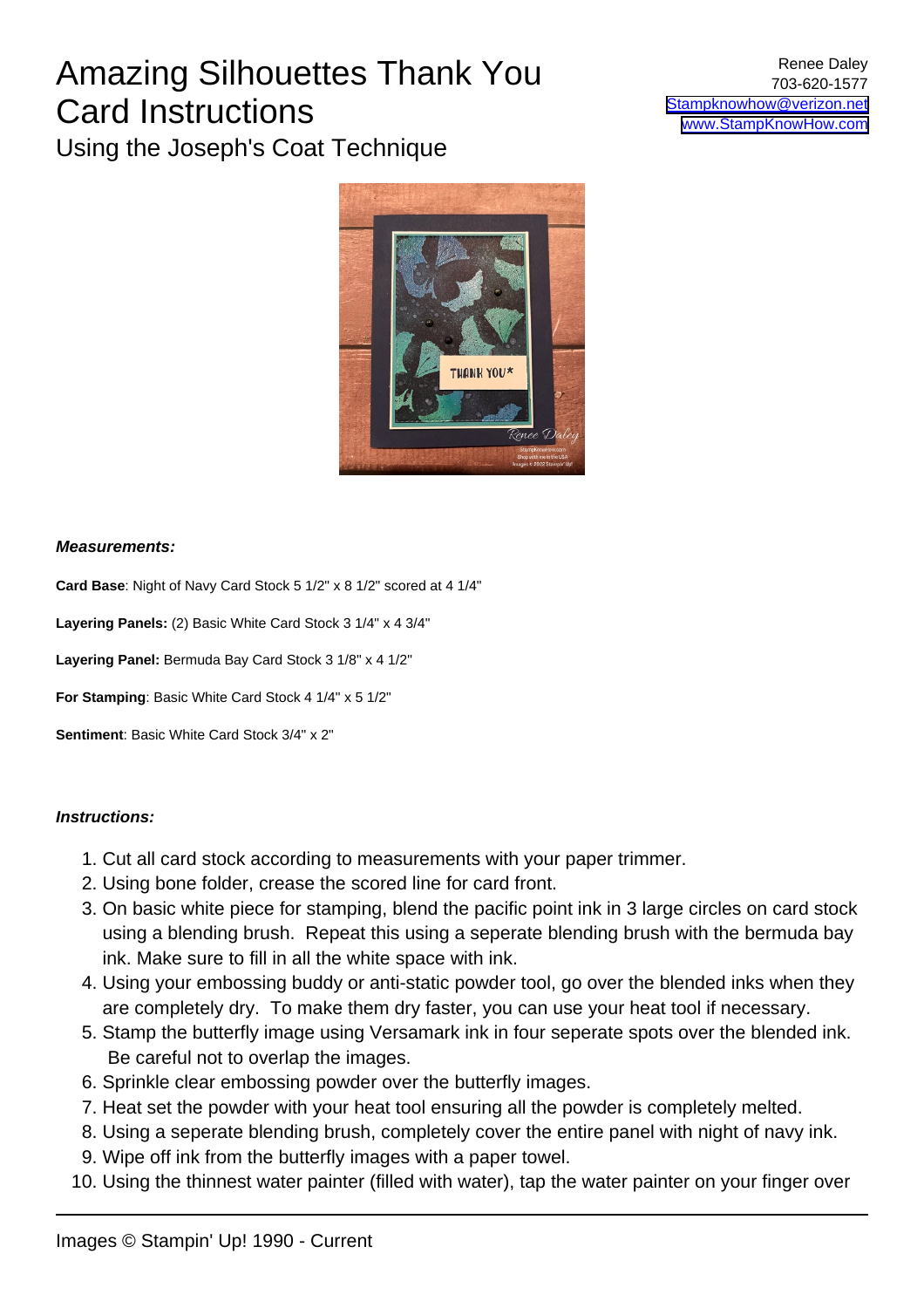# Amazing Silhouettes Thank You Card Instructions

## Using the Joseph's Coat Technique

Renee Daley
703-620-1577
Stampknowhow@verizon.net
www.StampKnowHow.com

***Measurements:***

**Card Base**: Night of Navy Card Stock 5 1/2" x 8 1/2" scored at 4 1/4"

**Layering Panels:** (2) Basic White Card Stock 3 1/4" x 4 3/4"

**Layering Panel:** Bermuda Bay Card Stock 3 1/8" x 4 1/2"

**For Stamping**: Basic White Card Stock 4 1/4" x 5 1/2"

**Sentiment**: Basic White Card Stock 3/4" x 2"

***Instructions:***

1. Cut all card stock according to measurements with your paper trimmer.
2. Using bone folder, crease the scored line for card front.
3. On basic white piece for stamping, blend the pacific point ink in 3 large circles on card stock using a blending brush. Repeat this using a seperate blending brush with the bermuda bay ink. Make sure to fill in all the white space with ink.
4. Using your embossing buddy or anti-static powder tool, go over the blended inks when they are completely dry. To make them dry faster, you can use your heat tool if necessary.
5. Stamp the butterfly image using Versamark ink in four seperate spots over the blended ink. Be careful not to overlap the images.
6. Sprinkle clear embossing powder over the butterfly images.
7. Heat set the powder with your heat tool ensuring all the powder is completely melted.
8. Using a seperate blending brush, completely cover the entire panel with night of navy ink.
9. Wipe off ink from the butterfly images with a paper towel.
10. Using the thinnest water painter (filled with water), tap the water painter on your finger over

Images © Stampin' Up! 1990 - Current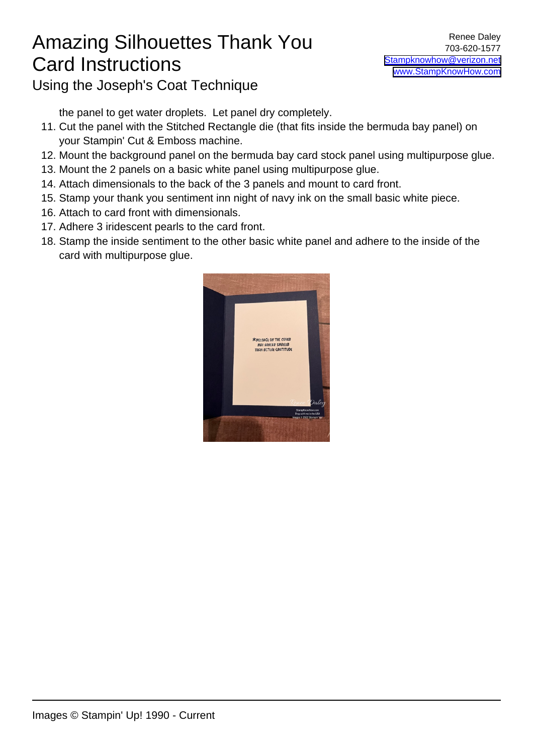# Amazing Silhouettes Thank You Card Instructions

## Using the Joseph's Coat Technique

Renee Daley
703-620-1577
Stampknowhow@verizon.net
www.StampKnowHow.com

the panel to get water droplets. Let panel dry completely.

11. Cut the panel with the Stitched Rectangle die (that fits inside the bermuda bay panel) on your Stampin' Cut & Emboss machine.
12. Mount the background panel on the bermuda bay card stock panel using multipurpose glue.
13. Mount the 2 panels on a basic white panel using multipurpose glue.
14. Attach dimensionals to the back of the 3 panels and mount to card front.
15. Stamp your thank you sentiment inn night of navy ink on the small basic white piece.
16. Attach to card front with dimensionals.
17. Adhere 3 iridescent pearls to the card front.
18. Stamp the inside sentiment to the other basic white panel and adhere to the inside of the card with multipurpose glue.

Images © Stampin' Up! 1990 - Current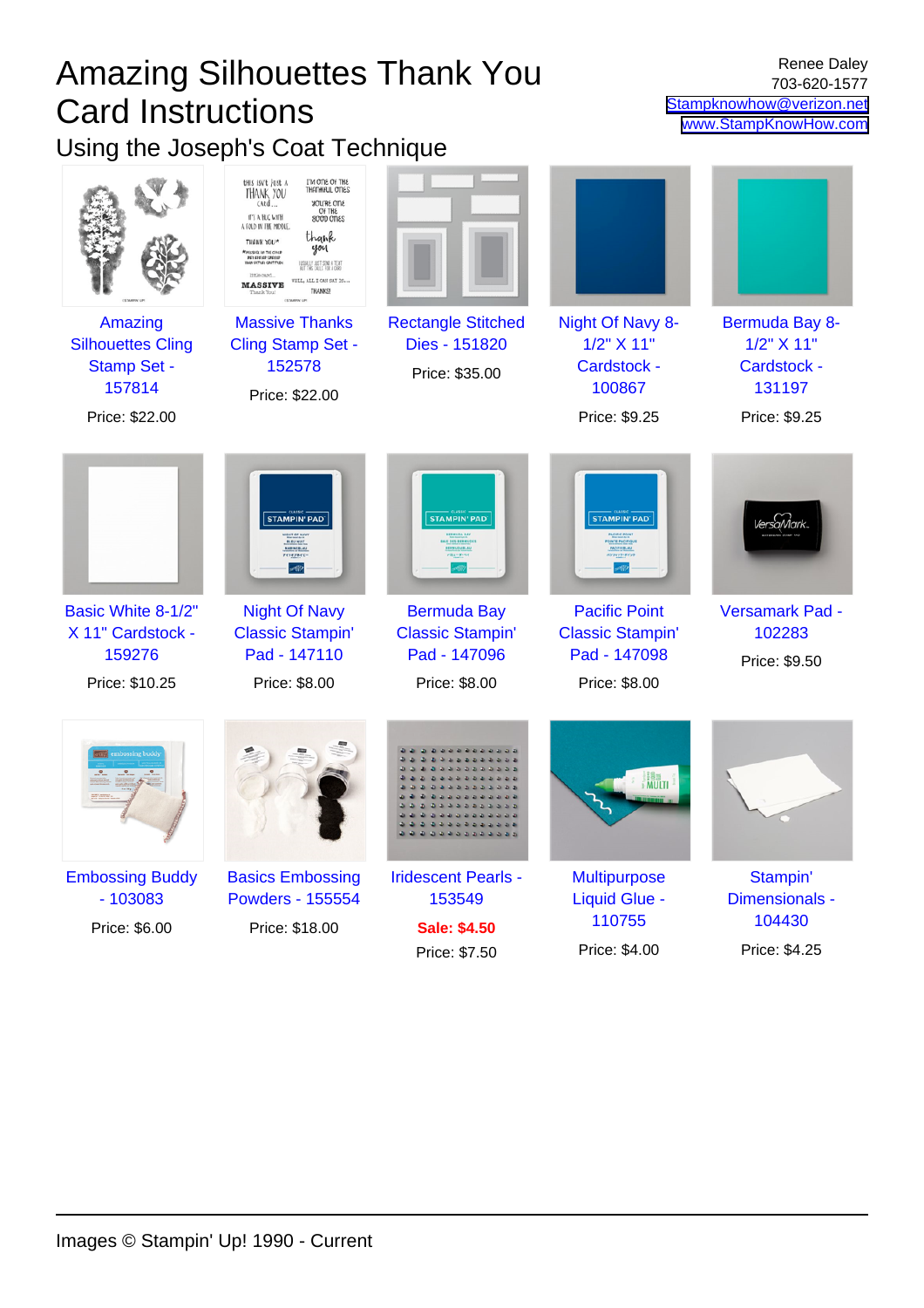# Amazing Silhouettes Thank You Card Instructions

## Using the Joseph's Coat Technique

Renee Daley
703-620-1577
Stampknowhow@verizon.net
www.StampKnowHow.com

Amazing Silhouettes Cling Stamp Set - 157814
Price: $22.00

Massive Thanks Cling Stamp Set - 152578
Price: $22.00

Rectangle Stitched Dies - 151820
Price: $35.00

Night Of Navy 8-1/2" X 11" Cardstock - 100867
Price: $9.25

Bermuda Bay 8-1/2" X 11" Cardstock - 131197
Price: $9.25

Basic White 8-1/2" X 11" Cardstock - 159276
Price: $10.25

Night Of Navy Classic Stampin' Pad - 147110
Price: $8.00

Bermuda Bay Classic Stampin' Pad - 147096
Price: $8.00

Pacific Point Classic Stampin' Pad - 147098
Price: $8.00

Versamark Pad - 102283
Price: $9.50

Embossing Buddy - 103083
Price: $6.00

Basics Embossing Powders - 155554
Price: $18.00

Iridescent Pearls - 153549
**Sale: $4.50**
Price: $7.50

Multipurpose Liquid Glue - 110755
Price: $4.00

Stampin' Dimensionals - 104430
Price: $4.25

Images © Stampin' Up! 1990 - Current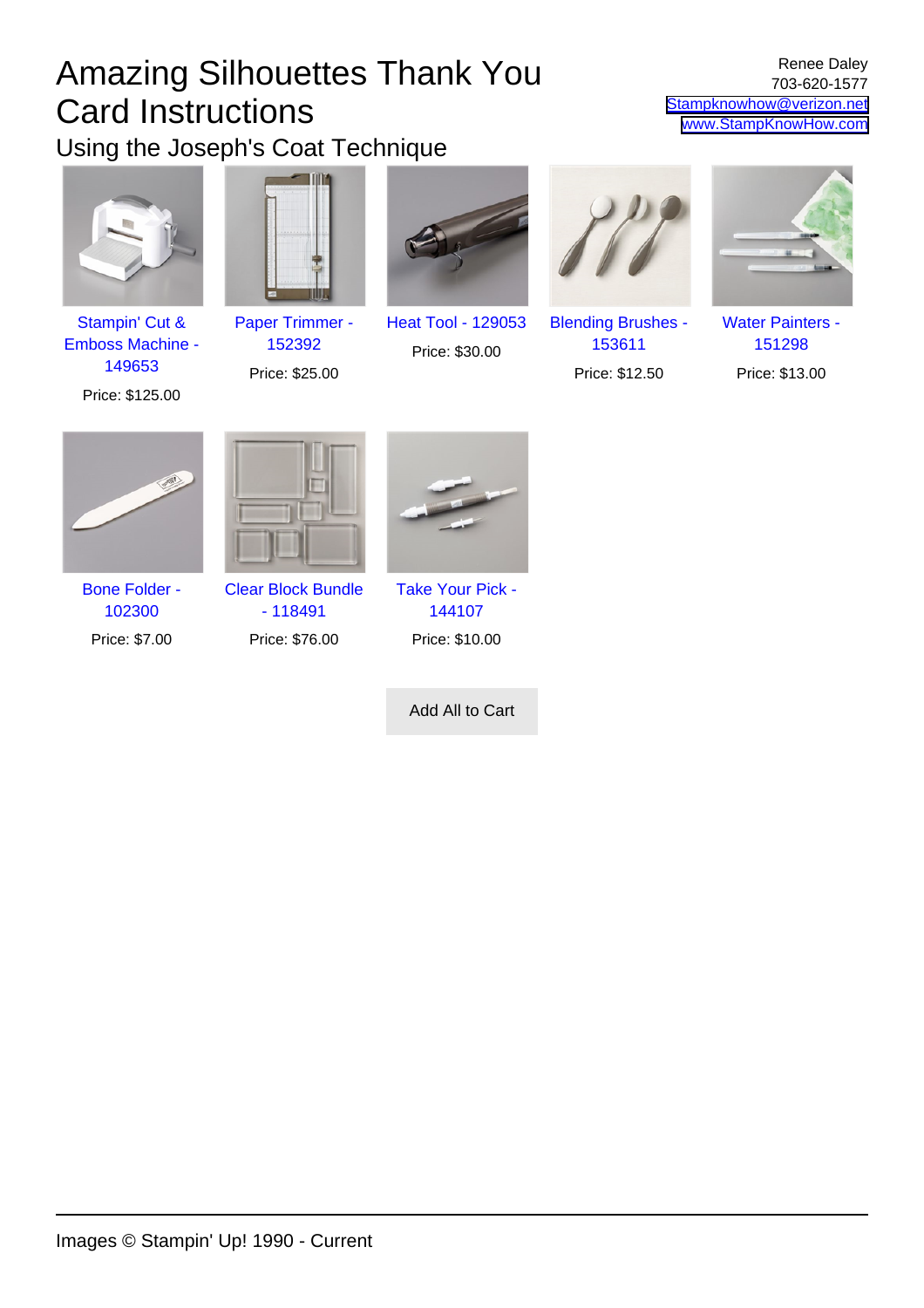# Amazing Silhouettes Thank You Card Instructions

## Using the Joseph's Coat Technique

Renee Daley
703-620-1577
Stampknowhow@verizon.net
www.StampKnowHow.com

Stampin' Cut & Emboss Machine - 149653
Price: $125.00

Paper Trimmer - 152392
Price: $25.00

Heat Tool - 129053
Price: $30.00

Blending Brushes - 153611
Price: $12.50

Water Painters - 151298
Price: $13.00

Bone Folder - 102300
Price: $7.00

Clear Block Bundle - 118491
Price: $76.00

Take Your Pick - 144107
Price: $10.00

Add All to Cart

Images © Stampin' Up! 1990 - Current